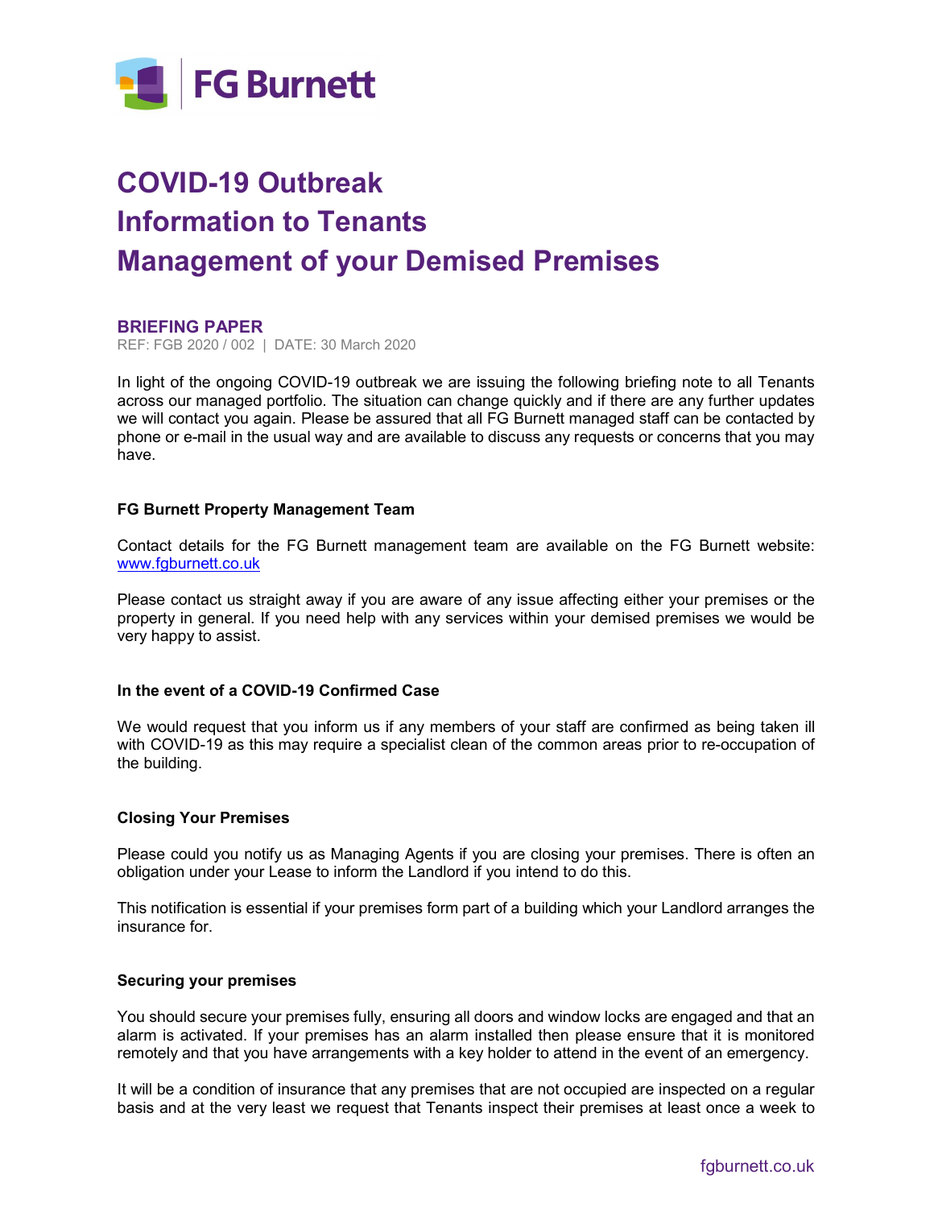# COVID-19 Outbreak
# Information to Tenants
# Management of your Demised Premises

## BRIEFING PAPER

REF: FGB 2020 / 002 | DATE: 30 March 2020

In light of the ongoing COVID-19 outbreak we are issuing the following briefing note to all Tenants across our managed portfolio. The situation can change quickly and if there are any further updates we will contact you again. Please be assured that all FG Burnett managed staff can be contacted by phone or e-mail in the usual way and are available to discuss any requests or concerns that you may have.

**FG Burnett Property Management Team**

Contact details for the FG Burnett management team are available on the FG Burnett website: [www.fgburnett.co.uk](http://www.fgburnett.co.uk)

Please contact us straight away if you are aware of any issue affecting either your premises or the property in general. If you need help with any services within your demised premises we would be very happy to assist.

**In the event of a COVID-19 Confirmed Case**

We would request that you inform us if any members of your staff are confirmed as being taken ill with COVID-19 as this may require a specialist clean of the common areas prior to re-occupation of the building.

**Closing Your Premises**

Please could you notify us as Managing Agents if you are closing your premises. There is often an obligation under your Lease to inform the Landlord if you intend to do this.

This notification is essential if your premises form part of a building which your Landlord arranges the insurance for.

**Securing your premises**

You should secure your premises fully, ensuring all doors and window locks are engaged and that an alarm is activated. If your premises has an alarm installed then please ensure that it is monitored remotely and that you have arrangements with a key holder to attend in the event of an emergency.

It will be a condition of insurance that any premises that are not occupied are inspected on a regular basis and at the very least we request that Tenants inspect their premises at least once a week to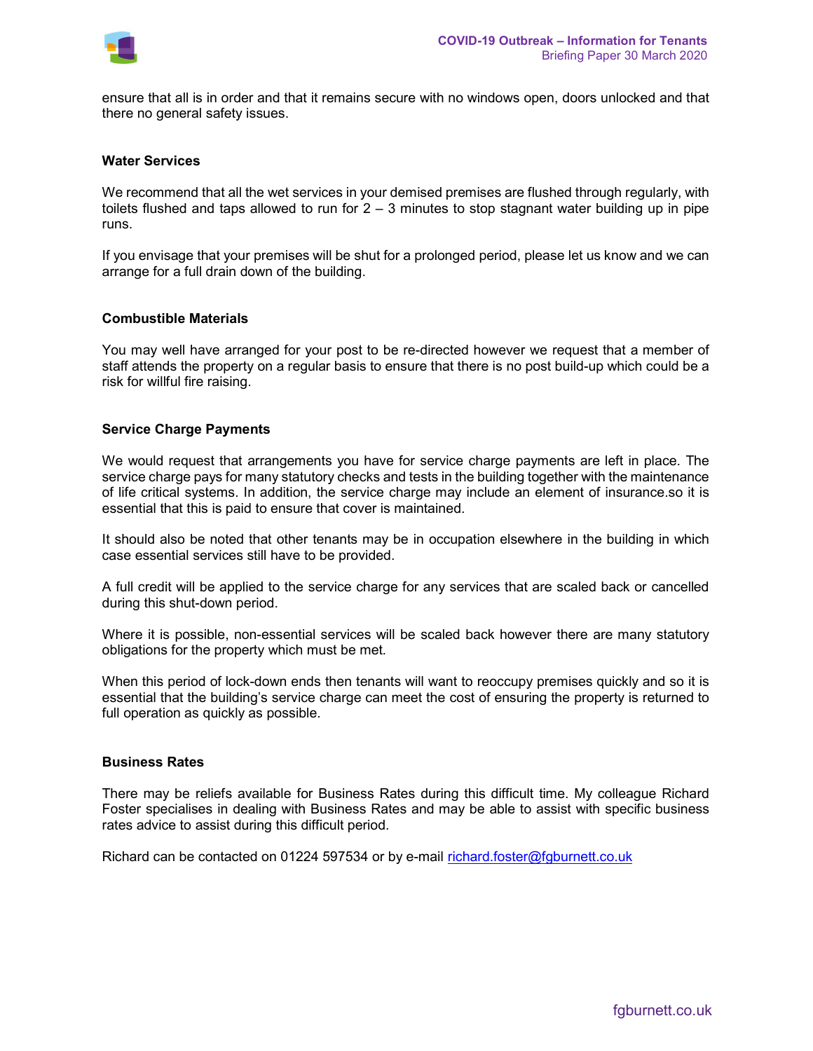ensure that all is in order and that it remains secure with no windows open, doors unlocked and that there no general safety issues.

**Water Services**

We recommend that all the wet services in your demised premises are flushed through regularly, with toilets flushed and taps allowed to run for 2 – 3 minutes to stop stagnant water building up in pipe runs.

If you envisage that your premises will be shut for a prolonged period, please let us know and we can arrange for a full drain down of the building.

**Combustible Materials**

You may well have arranged for your post to be re-directed however we request that a member of staff attends the property on a regular basis to ensure that there is no post build-up which could be a risk for willful fire raising.

**Service Charge Payments**

We would request that arrangements you have for service charge payments are left in place. The service charge pays for many statutory checks and tests in the building together with the maintenance of life critical systems. In addition, the service charge may include an element of insurance.so it is essential that this is paid to ensure that cover is maintained.

It should also be noted that other tenants may be in occupation elsewhere in the building in which case essential services still have to be provided.

A full credit will be applied to the service charge for any services that are scaled back or cancelled during this shut-down period.

Where it is possible, non-essential services will be scaled back however there are many statutory obligations for the property which must be met.

When this period of lock-down ends then tenants will want to reoccupy premises quickly and so it is essential that the building's service charge can meet the cost of ensuring the property is returned to full operation as quickly as possible.

**Business Rates**

There may be reliefs available for Business Rates during this difficult time. My colleague Richard Foster specialises in dealing with Business Rates and may be able to assist with specific business rates advice to assist during this difficult period.

Richard can be contacted on 01224 597534 or by e-mail richard.foster@fgburnett.co.uk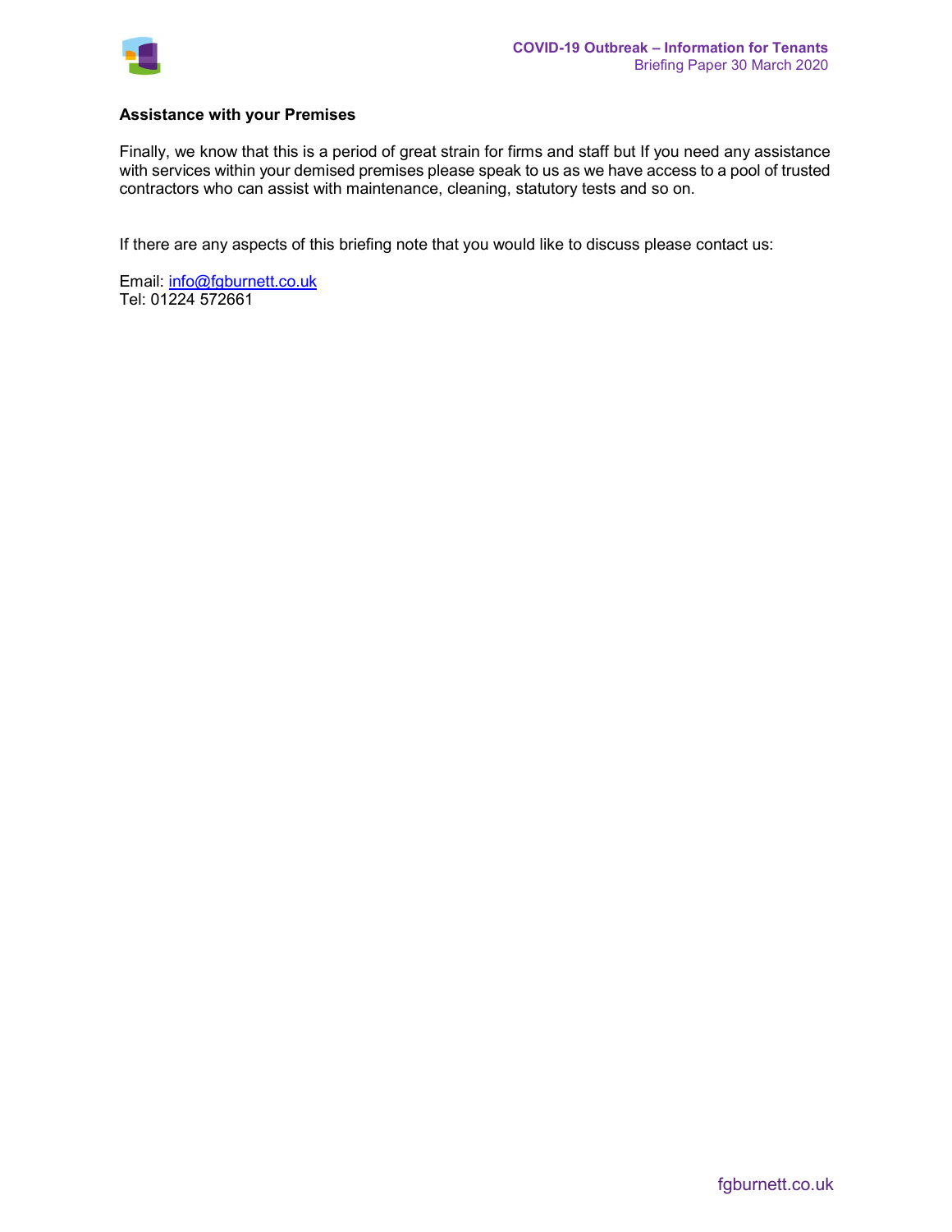**Assistance with your Premises**

Finally, we know that this is a period of great strain for firms and staff but If you need any assistance with services within your demised premises please speak to us as we have access to a pool of trusted contractors who can assist with maintenance, cleaning, statutory tests and so on.

If there are any aspects of this briefing note that you would like to discuss please contact us:

Email: info@fgburnett.co.uk
Tel: 01224 572661